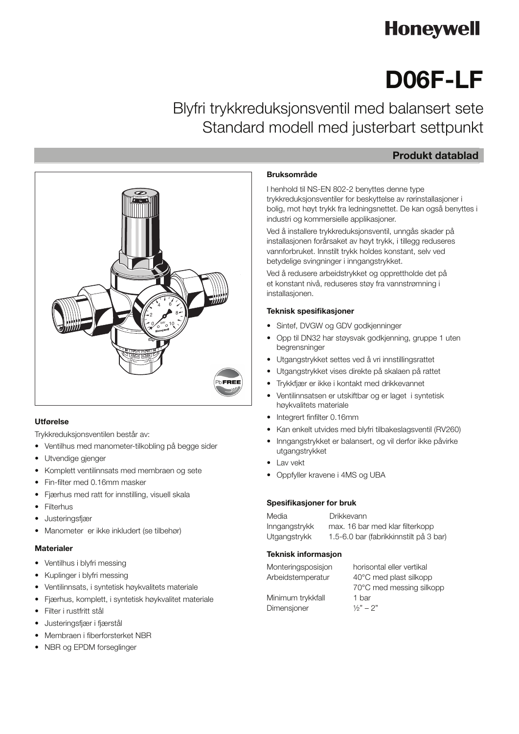Honeywell

# D06F-LF

## Blyfri trykkreduksjonsventil med balansert sete
## Standard modell med justerbart settpunkt

**Produkt datablad**

### Bruksområde

I henhold til NS-EN 802-2 benyttes denne type trykkreduksjonsventiler for beskyttelse av rørinstallasjoner i bolig, mot høyt trykk fra ledningsnettet. De kan også benyttes i industri og kommersielle applikasjoner.

Ved å installere trykkreduksjonsventil, unngås skader på installasjonen forårsaket av høyt trykk, i tillegg reduseres vannforbruket. Innstilt trykk holdes konstant, selv ved betydelige svingninger i inngangstrykket.

Ved å redusere arbeidstrykket og opprettholde det på et konstant nivå, reduseres støy fra vannstrømning i installasjonen.

### Teknisk spesifikasjoner

- Sintef, DVGW og GDV godkjenninger
- Opp til DN32 har støysvak godkjenning, gruppe 1 uten begrensninger
- Utgangstrykket settes ved å vri innstillingsrattet
- Utgangstrykket vises direkte på skalaen på rattet
- Trykkfjær er ikke i kontakt med drikkevannet
- Ventilinnsatsen er utskiftbar og er laget i syntetisk høykvalitets materiale
- Integrert finfilter 0.16mm
- Kan enkelt utvides med blyfri tilbakeslagsventil (RV260)
- Inngangstrykket er balansert, og vil derfor ikke påvirke utgangstrykket
- Lav vekt
- Oppfyller kravene i 4MS og UBA

### Spesifikasjoner for bruk

| | |
|---|---|
| Media | Drikkevann |
| Inngangstrykk | max. 16 bar med klar filterkopp |
| Utgangstrykk | 1.5-6.0 bar (fabrikkinnstilt på 3 bar) |

### Teknisk informasjon

| | |
|---|---|
| Monteringsposisjon | horisontal eller vertikal |
| Arbeidstemperatur | 40°C med plast silkopp |
| | 70°C med messing silkopp |
| Minimum trykkfall | 1 bar |
| Dimensjoner | ½" – 2" |

### Utførelse

Trykkreduksjonsventilen består av:

- Ventilhus med manometer-tilkobling på begge sider
- Utvendige gjenger
- Komplett ventilinnsats med membraen og sete
- Fin-filter med 0.16mm masker
- Fjærhus med ratt for innstilling, visuell skala
- Filterhus
- Justeringsfjær
- Manometer er ikke inkludert (se tilbehør)

### Materialer

- Ventilhus i blyfri messing
- Kuplinger i blyfri messing
- Ventilinnsats, i syntetisk høykvalitets materiale
- Fjærhus, komplett, i syntetisk høykvalitet materiale
- Filter i rustfritt stål
- Justeringsfjær i fjærstål
- Membraen i fiberforsterket NBR
- NBR og EPDM forseglinger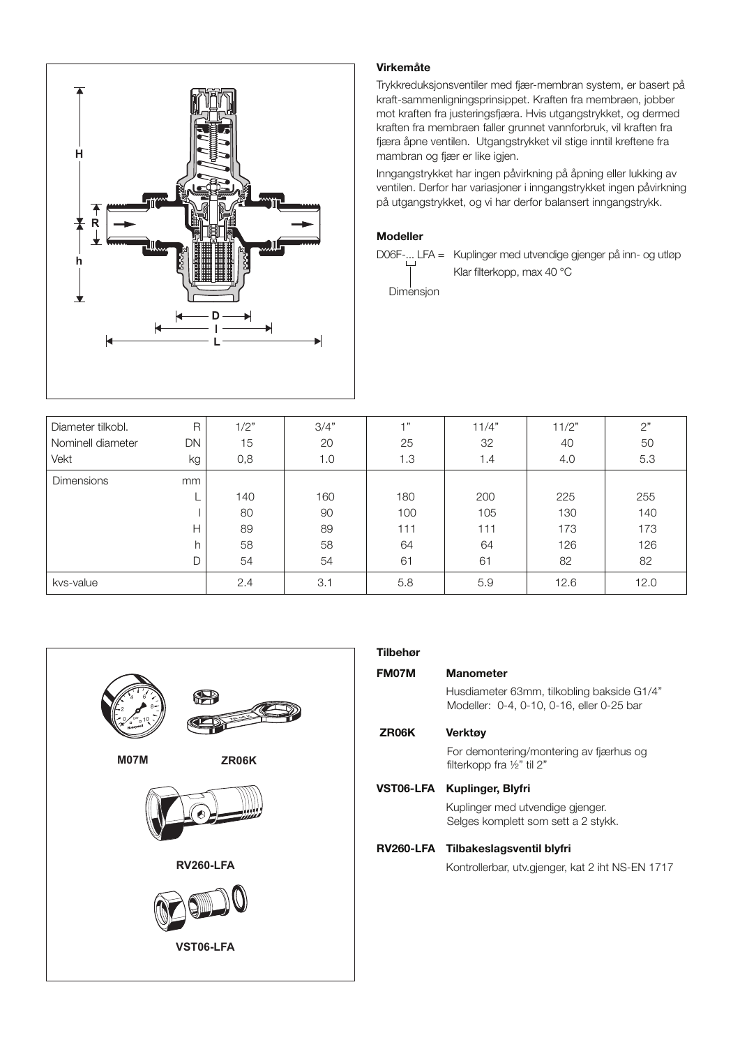### Virkemåte

Trykkreduksjonsventiler med fjær-membran system, er basert på kraft-sammenligningsprinsippet. Kraften fra membraen, jobber mot kraften fra justeringsfjæra. Hvis utgangstrykket, og dermed kraften fra membraen faller grunnet vannforbruk, vil kraften fra fjæra åpne ventilen. Utgangstrykket vil stige inntil kreftene fra mambran og fjær er like igjen.

Inngangstrykket har ingen påvirkning på åpning eller lukking av ventilen. Derfor har variasjoner i inngangstrykket ingen påvirkning på utgangstrykket, og vi har derfor balansert inngangstrykk.

### Modeller

D06F-... LFA = Kuplinger med utvendige gjenger på inn- og utløp
Klar filterkopp, max 40 °C

Dimensjon

| Diameter tilkobl. | R | 1/2" | 3/4" | 1" | 11/4" | 11/2" | 2" |
|---|---|---|---|---|---|---|---|
| Nominell diameter | DN | 15 | 20 | 25 | 32 | 40 | 50 |
| Vekt | kg | 0,8 | 1.0 | 1.3 | 1.4 | 4.0 | 5.3 |
| Dimensions | mm | | | | | | |
| | L | 140 | 160 | 180 | 200 | 225 | 255 |
| | I | 80 | 90 | 100 | 105 | 130 | 140 |
| | H | 89 | 89 | 111 | 111 | 173 | 173 |
| | h | 58 | 58 | 64 | 64 | 126 | 126 |
| | D | 54 | 54 | 61 | 61 | 82 | 82 |
| kvs-value | | 2.4 | 3.1 | 5.8 | 5.9 | 12.6 | 12.0 |

M07M ZR06K

RV260-LFA

VST06-LFA

### Tilbehør

**FM07M** **Manometer**
Husdiameter 63mm, tilkobling bakside G1/4"
Modeller: 0-4, 0-10, 0-16, eller 0-25 bar

**ZR06K** **Verktøy**
For demontering/montering av fjærhus og filterkopp fra ½" til 2"

**VST06-LFA** **Kuplinger, Blyfri**
Kuplinger med utvendige gjenger.
Selges komplett som sett a 2 stykk.

**RV260-LFA** **Tilbakeslagsventil blyfri**
Kontrollerbar, utv.gjenger, kat 2 iht NS-EN 1717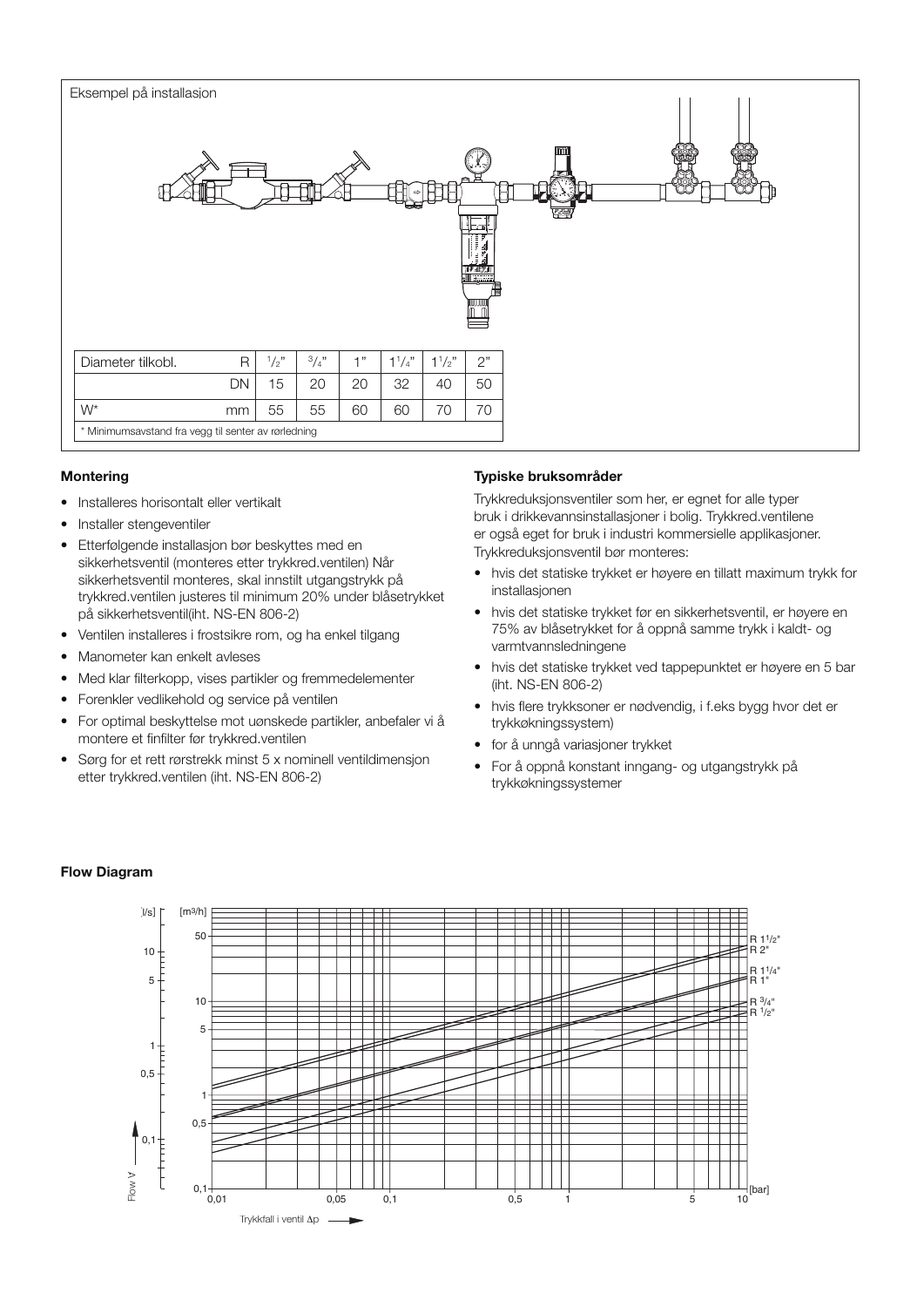Eksempel på installasjon

| Diameter tilkobl. | R | $^1/_2$" | $^3/_4$" | 1" | $1^1/_4$" | $1^1/_2$" | 2" |
|---|---|---|---|---|---|---|---|
| | DN | 15 | 20 | 20 | 32 | 40 | 50 |
| W* | mm | 55 | 55 | 60 | 60 | 70 | 70 |

\* Minimumsavstand fra vegg til senter av rørledning

**Montering**

- Installeres horisontalt eller vertikalt
- Installer stengeventiler
- Etterfølgende installasjon bør beskyttes med en sikkerhetsventil (monteres etter trykkred.ventilen) Når sikkerhetsventil monteres, skal innstilt utgangstrykk på trykkred.ventilen justeres til minimum 20% under blåsetrykket på sikkerhetsventil(iht. NS-EN 806-2)
- Ventilen installeres i frostsikre rom, og ha enkel tilgang
- Manometer kan enkelt avleses
- Med klar filterkopp, vises partikler og fremmedelementer
- Forenkler vedlikehold og service på ventilen
- For optimal beskyttelse mot uønskede partikler, anbefaler vi å montere et finfilter før trykkred.ventilen
- Sørg for et rett rørstrekk minst 5 x nominell ventildimensjon etter trykkred.ventilen (iht. NS-EN 806-2)

**Typiske bruksområder**

Trykkreduksjonsventiler som her, er egnet for alle typer bruk i drikkevannsinstallasjoner i bolig. Trykkred.ventilene er også eget for bruk i industri kommersielle applikasjoner. Trykkreduksjonsventil bør monteres:

- hvis det statiske trykket er høyere en tillatt maximum trykk for installasjonen
- hvis det statiske trykket før en sikkerhetsventil, er høyere en 75% av blåsetrykket for å oppnå samme trykk i kaldt- og varmtvannsledningene
- hvis det statiske trykket ved tappepunktet er høyere en 5 bar (iht. NS-EN 806-2)
- hvis flere trykksoner er nødvendig, i f.eks bygg hvor det er trykkøkningssystem)
- for å unngå variasjoner trykket
- For å oppnå konstant inngang- og utgangstrykk på trykkøkningssystemer

**Flow Diagram**

[l/s] [m³/h] Flow V

R $1^1/_2$" R 2" R $1^1/_4$" R 1" R $^3/_4$" R $^1/_2$"

Trykkfall i ventil Δp [bar]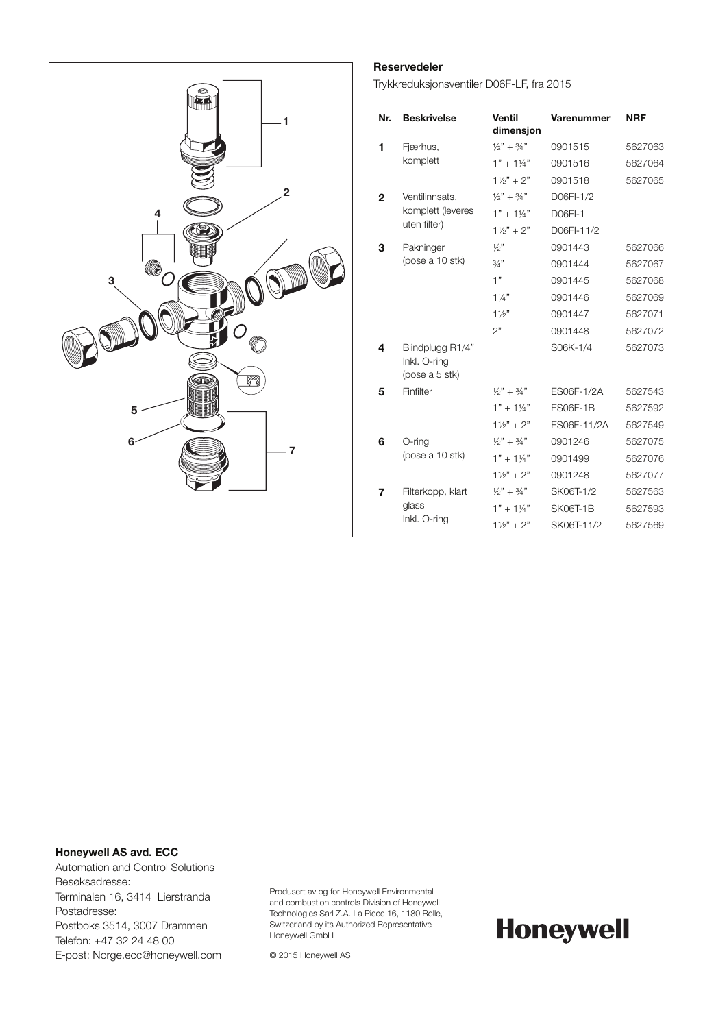**Reservedeler**

Trykkreduksjonsventiler D06F-LF, fra 2015

| Nr. | Beskrivelse | Ventil dimensjon | Varenummer | NRF |
|---|---|---|---|---|
| 1 | Fjærhus, komplett | ½" + ¾" | 0901515 | 5627063 |
| | | 1" + 1¼" | 0901516 | 5627064 |
| | | 1½" + 2" | 0901518 | 5627065 |
| 2 | Ventilinnsats, komplett (leveres uten filter) | ½" + ¾" | D06FI-1/2 | |
| | | 1" + 1¼" | D06FI-1 | |
| | | 1½" + 2" | D06FI-11/2 | |
| 3 | Pakninger (pose a 10 stk) | ½" | 0901443 | 5627066 |
| | | ¾" | 0901444 | 5627067 |
| | | 1" | 0901445 | 5627068 |
| | | 1¼" | 0901446 | 5627069 |
| | | 1½" | 0901447 | 5627071 |
| | | 2" | 0901448 | 5627072 |
| 4 | Blindplugg R1/4" Inkl. O-ring (pose a 5 stk) | | S06K-1/4 | 5627073 |
| 5 | Finfilter | ½" + ¾" | ES06F-1/2A | 5627543 |
| | | 1" + 1¼" | ES06F-1B | 5627592 |
| | | 1½" + 2" | ES06F-11/2A | 5627549 |
| 6 | O-ring (pose a 10 stk) | ½" + ¾" | 0901246 | 5627075 |
| | | 1" + 1¼" | 0901499 | 5627076 |
| | | 1½" + 2" | 0901248 | 5627077 |
| 7 | Filterkopp, klart glass Inkl. O-ring | ½" + ¾" | SK06T-1/2 | 5627563 |
| | | 1" + 1¼" | SK06T-1B | 5627593 |
| | | 1½" + 2" | SK06T-11/2 | 5627569 |

**Honeywell AS avd. ECC**

Automation and Control Solutions
Besøksadresse:
Terminalen 16, 3414 Lierstranda
Postadresse:
Postboks 3514, 3007 Drammen
Telefon: +47 32 24 48 00
E-post: Norge.ecc@honeywell.com

Produsert av og for Honeywell Environmental and combustion controls Division of Honeywell Technologies Sarl Z.A. La Piece 16, 1180 Rolle, Switzerland by its Authorized Representative Honeywell GmbH

© 2015 Honeywell AS

**Honeywell**